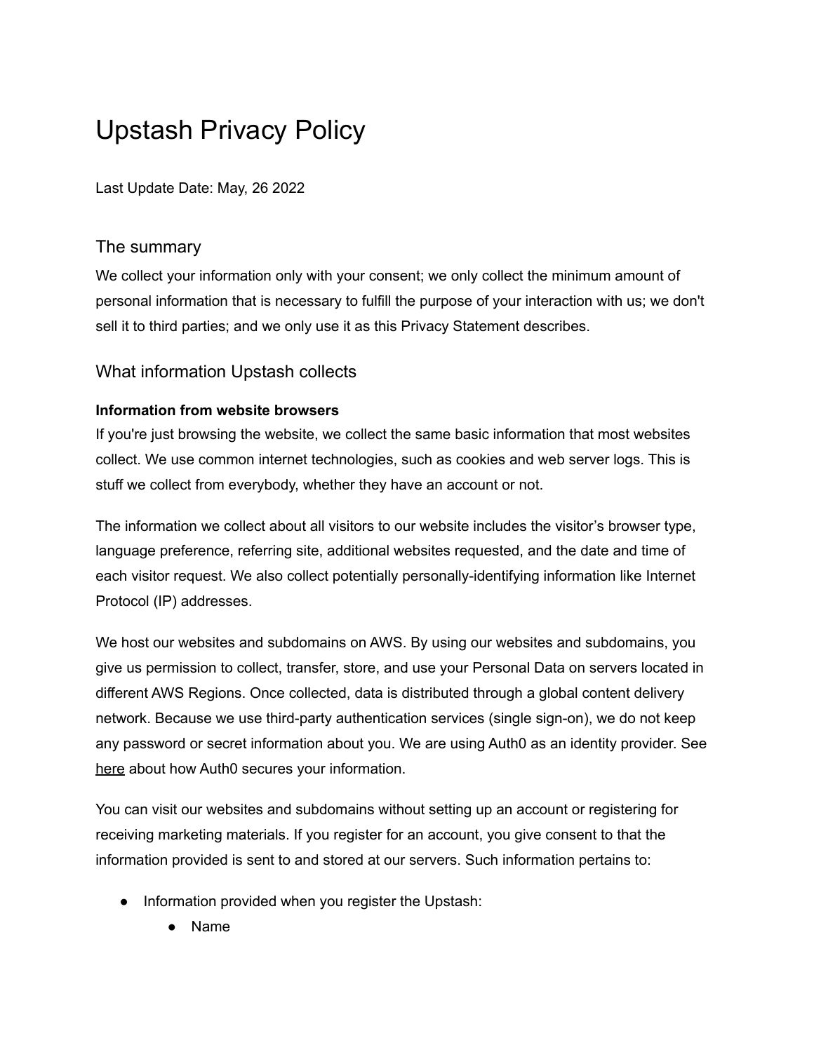# Upstash Privacy Policy

Last Update Date: May, 26 2022

## The summary

We collect your information only with your consent; we only collect the minimum amount of personal information that is necessary to fulfill the purpose of your interaction with us; we don't sell it to third parties; and we only use it as this Privacy Statement describes.

## What information Upstash collects

**Information from website browsers**

If you're just browsing the website, we collect the same basic information that most websites collect. We use common internet technologies, such as cookies and web server logs. This is stuff we collect from everybody, whether they have an account or not.

The information we collect about all visitors to our website includes the visitor's browser type, language preference, referring site, additional websites requested, and the date and time of each visitor request. We also collect potentially personally-identifying information like Internet Protocol (IP) addresses.

We host our websites and subdomains on AWS. By using our websites and subdomains, you give us permission to collect, transfer, store, and use your Personal Data on servers located in different AWS Regions. Once collected, data is distributed through a global content delivery network. Because we use third-party authentication services (single sign-on), we do not keep any password or secret information about you. We are using Auth0 as an identity provider. See here about how Auth0 secures your information.

You can visit our websites and subdomains without setting up an account or registering for receiving marketing materials. If you register for an account, you give consent to that the information provided is sent to and stored at our servers. Such information pertains to:

- Information provided when you register the Upstash:
  - Name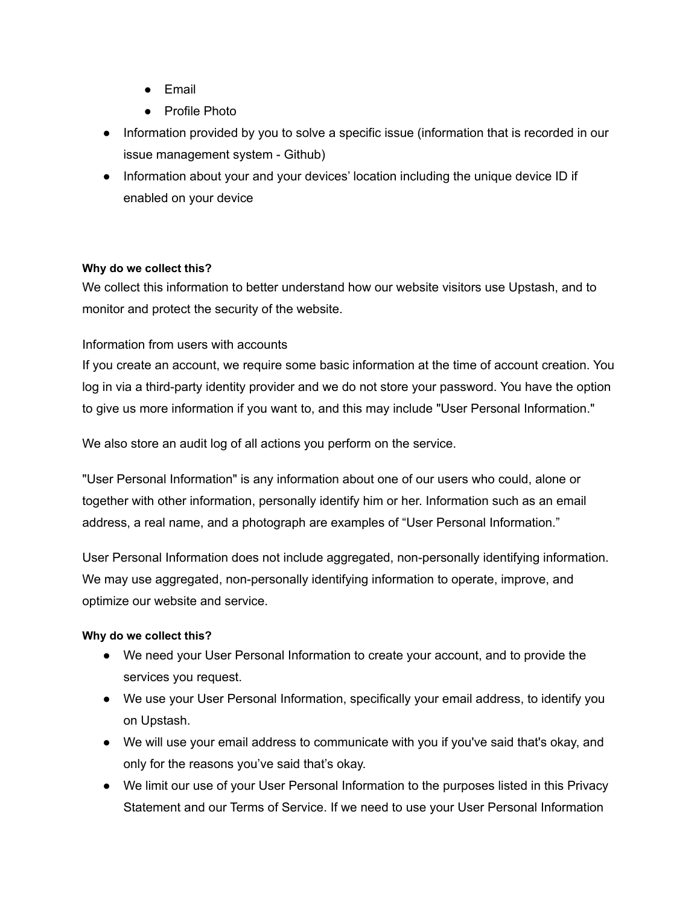- Email
    - Profile Photo
- Information provided by you to solve a specific issue (information that is recorded in our issue management system - Github)
- Information about your and your devices' location including the unique device ID if enabled on your device

**Why do we collect this?**

We collect this information to better understand how our website visitors use Upstash, and to monitor and protect the security of the website.

Information from users with accounts

If you create an account, we require some basic information at the time of account creation. You log in via a third-party identity provider and we do not store your password. You have the option to give us more information if you want to, and this may include "User Personal Information."

We also store an audit log of all actions you perform on the service.

"User Personal Information" is any information about one of our users who could, alone or together with other information, personally identify him or her. Information such as an email address, a real name, and a photograph are examples of "User Personal Information."

User Personal Information does not include aggregated, non-personally identifying information. We may use aggregated, non-personally identifying information to operate, improve, and optimize our website and service.

**Why do we collect this?**

- We need your User Personal Information to create your account, and to provide the services you request.
- We use your User Personal Information, specifically your email address, to identify you on Upstash.
- We will use your email address to communicate with you if you've said that's okay, and only for the reasons you've said that's okay.
- We limit our use of your User Personal Information to the purposes listed in this Privacy Statement and our Terms of Service. If we need to use your User Personal Information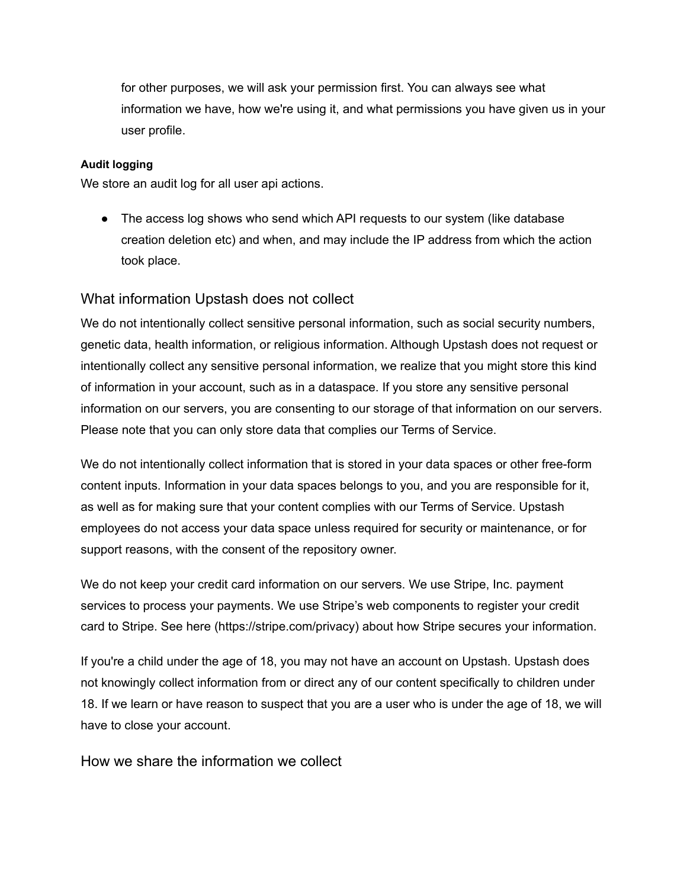for other purposes, we will ask your permission first. You can always see what information we have, how we're using it, and what permissions you have given us in your user profile.

**Audit logging**

We store an audit log for all user api actions.

- The access log shows who send which API requests to our system (like database creation deletion etc) and when, and may include the IP address from which the action took place.

## What information Upstash does not collect

We do not intentionally collect sensitive personal information, such as social security numbers, genetic data, health information, or religious information. Although Upstash does not request or intentionally collect any sensitive personal information, we realize that you might store this kind of information in your account, such as in a dataspace. If you store any sensitive personal information on our servers, you are consenting to our storage of that information on our servers. Please note that you can only store data that complies our Terms of Service.

We do not intentionally collect information that is stored in your data spaces or other free-form content inputs. Information in your data spaces belongs to you, and you are responsible for it, as well as for making sure that your content complies with our Terms of Service. Upstash employees do not access your data space unless required for security or maintenance, or for support reasons, with the consent of the repository owner.

We do not keep your credit card information on our servers. We use Stripe, Inc. payment services to process your payments. We use Stripe's web components to register your credit card to Stripe. See here (https://stripe.com/privacy) about how Stripe secures your information.

If you're a child under the age of 18, you may not have an account on Upstash. Upstash does not knowingly collect information from or direct any of our content specifically to children under 18. If we learn or have reason to suspect that you are a user who is under the age of 18, we will have to close your account.

## How we share the information we collect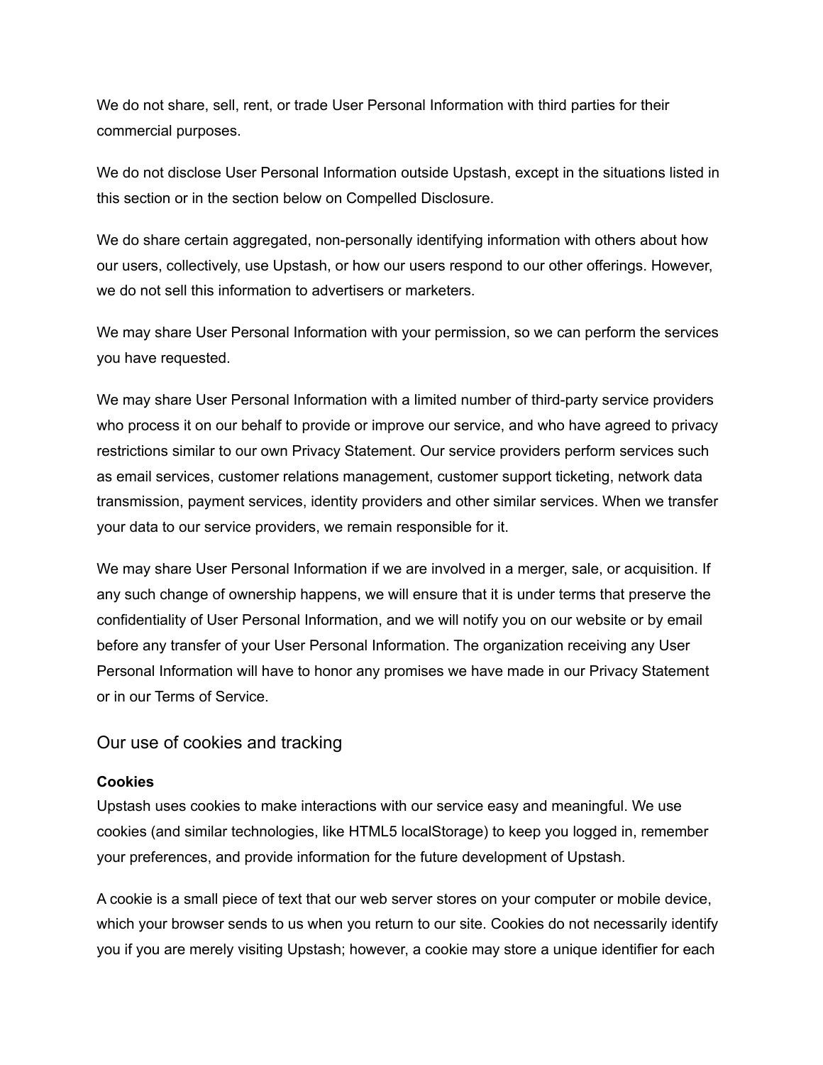We do not share, sell, rent, or trade User Personal Information with third parties for their commercial purposes.

We do not disclose User Personal Information outside Upstash, except in the situations listed in this section or in the section below on Compelled Disclosure.

We do share certain aggregated, non-personally identifying information with others about how our users, collectively, use Upstash, or how our users respond to our other offerings. However, we do not sell this information to advertisers or marketers.

We may share User Personal Information with your permission, so we can perform the services you have requested.

We may share User Personal Information with a limited number of third-party service providers who process it on our behalf to provide or improve our service, and who have agreed to privacy restrictions similar to our own Privacy Statement. Our service providers perform services such as email services, customer relations management, customer support ticketing, network data transmission, payment services, identity providers and other similar services. When we transfer your data to our service providers, we remain responsible for it.

We may share User Personal Information if we are involved in a merger, sale, or acquisition. If any such change of ownership happens, we will ensure that it is under terms that preserve the confidentiality of User Personal Information, and we will notify you on our website or by email before any transfer of your User Personal Information. The organization receiving any User Personal Information will have to honor any promises we have made in our Privacy Statement or in our Terms of Service.

## Our use of cookies and tracking

**Cookies**

Upstash uses cookies to make interactions with our service easy and meaningful. We use cookies (and similar technologies, like HTML5 localStorage) to keep you logged in, remember your preferences, and provide information for the future development of Upstash.

A cookie is a small piece of text that our web server stores on your computer or mobile device, which your browser sends to us when you return to our site. Cookies do not necessarily identify you if you are merely visiting Upstash; however, a cookie may store a unique identifier for each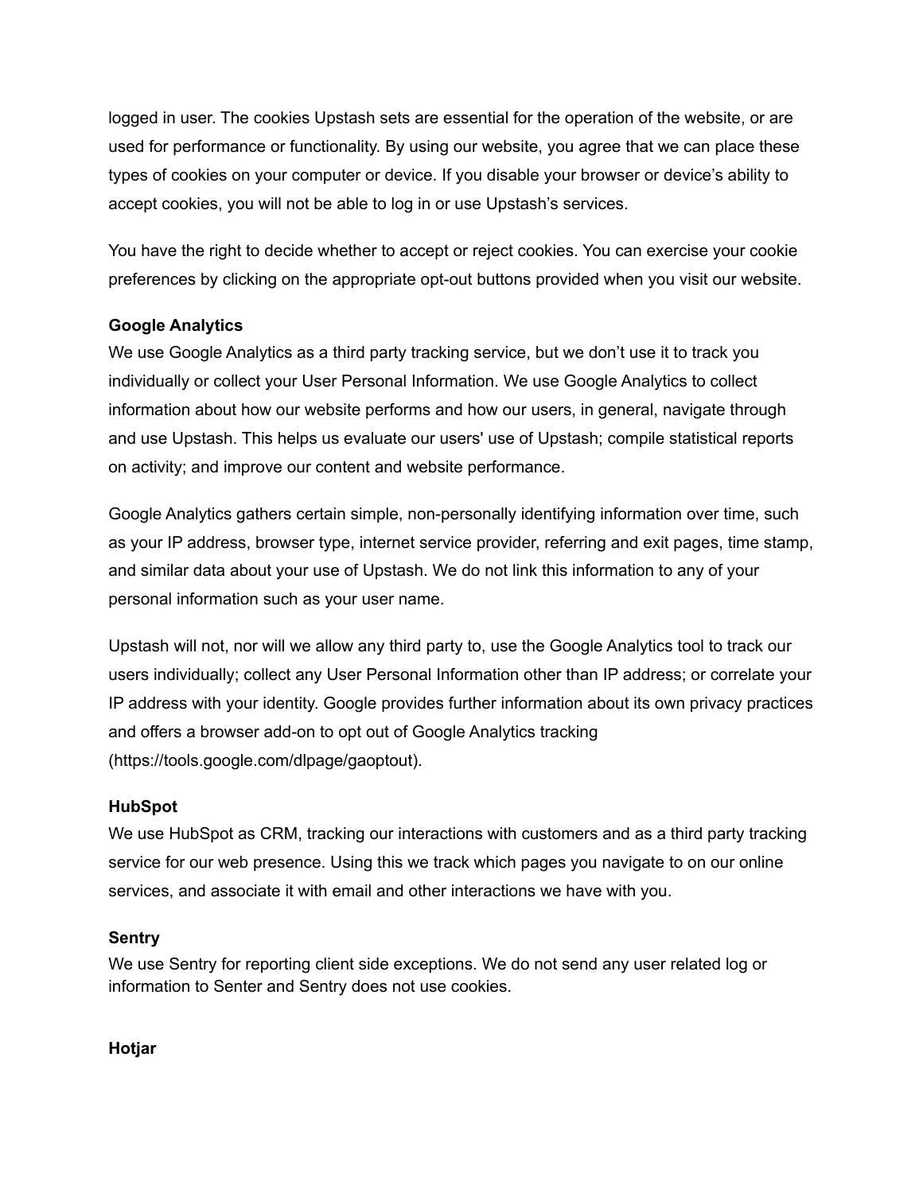logged in user. The cookies Upstash sets are essential for the operation of the website, or are used for performance or functionality. By using our website, you agree that we can place these types of cookies on your computer or device. If you disable your browser or device's ability to accept cookies, you will not be able to log in or use Upstash's services.

You have the right to decide whether to accept or reject cookies. You can exercise your cookie preferences by clicking on the appropriate opt-out buttons provided when you visit our website.

**Google Analytics**

We use Google Analytics as a third party tracking service, but we don't use it to track you individually or collect your User Personal Information. We use Google Analytics to collect information about how our website performs and how our users, in general, navigate through and use Upstash. This helps us evaluate our users' use of Upstash; compile statistical reports on activity; and improve our content and website performance.

Google Analytics gathers certain simple, non-personally identifying information over time, such as your IP address, browser type, internet service provider, referring and exit pages, time stamp, and similar data about your use of Upstash. We do not link this information to any of your personal information such as your user name.

Upstash will not, nor will we allow any third party to, use the Google Analytics tool to track our users individually; collect any User Personal Information other than IP address; or correlate your IP address with your identity. Google provides further information about its own privacy practices and offers a browser add-on to opt out of Google Analytics tracking (https://tools.google.com/dlpage/gaoptout).

**HubSpot**

We use HubSpot as CRM, tracking our interactions with customers and as a third party tracking service for our web presence. Using this we track which pages you navigate to on our online services, and associate it with email and other interactions we have with you.

**Sentry**

We use Sentry for reporting client side exceptions. We do not send any user related log or information to Senter and Sentry does not use cookies.

**Hotjar**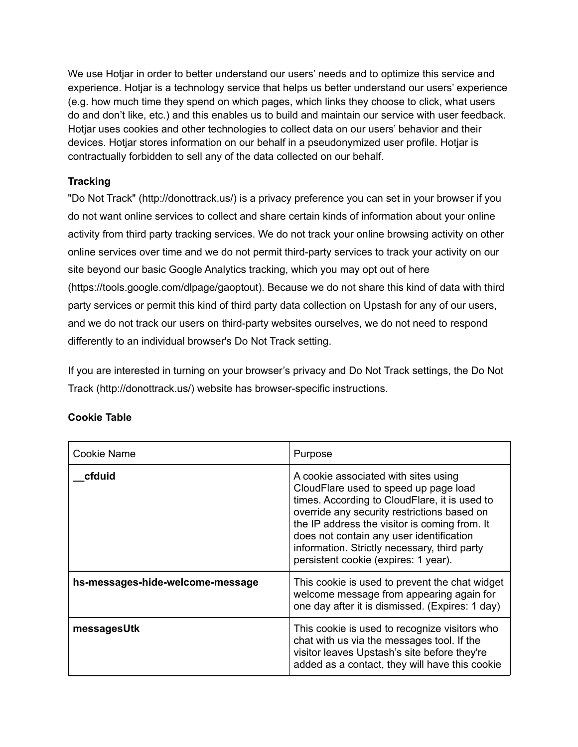We use Hotjar in order to better understand our users' needs and to optimize this service and experience. Hotjar is a technology service that helps us better understand our users' experience (e.g. how much time they spend on which pages, which links they choose to click, what users do and don't like, etc.) and this enables us to build and maintain our service with user feedback. Hotjar uses cookies and other technologies to collect data on our users' behavior and their devices. Hotjar stores information on our behalf in a pseudonymized user profile. Hotjar is contractually forbidden to sell any of the data collected on our behalf.

**Tracking**

"Do Not Track" (http://donottrack.us/) is a privacy preference you can set in your browser if you do not want online services to collect and share certain kinds of information about your online activity from third party tracking services. We do not track your online browsing activity on other online services over time and we do not permit third-party services to track your activity on our site beyond our basic Google Analytics tracking, which you may opt out of here (https://tools.google.com/dlpage/gaoptout). Because we do not share this kind of data with third party services or permit this kind of third party data collection on Upstash for any of our users, and we do not track our users on third-party websites ourselves, we do not need to respond differently to an individual browser's Do Not Track setting.

If you are interested in turning on your browser's privacy and Do Not Track settings, the Do Not Track (http://donottrack.us/) website has browser-specific instructions.

**Cookie Table**

| Cookie Name | Purpose |
|---|---|
| **__cfduid** | A cookie associated with sites using CloudFlare used to speed up page load times. According to CloudFlare, it is used to override any security restrictions based on the IP address the visitor is coming from. It does not contain any user identification information. Strictly necessary, third party persistent cookie (expires: 1 year). |
| **hs-messages-hide-welcome-message** | This cookie is used to prevent the chat widget welcome message from appearing again for one day after it is dismissed. (Expires: 1 day) |
| **messagesUtk** | This cookie is used to recognize visitors who chat with us via the messages tool. If the visitor leaves Upstash's site before they're added as a contact, they will have this cookie |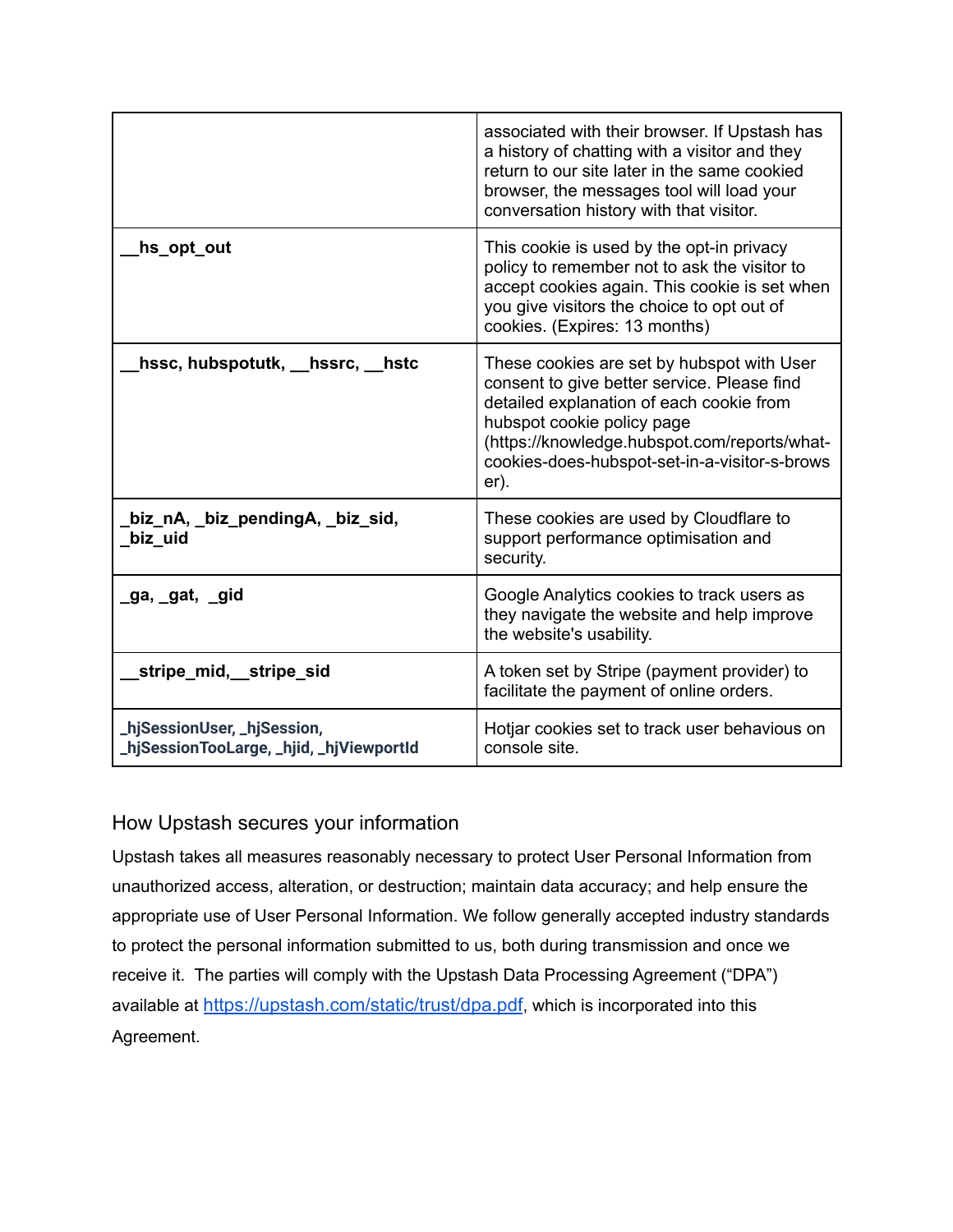| | |
|---|---|
| | associated with their browser. If Upstash has a history of chatting with a visitor and they return to our site later in the same cookied browser, the messages tool will load your conversation history with that visitor. |
| **__hs_opt_out** | This cookie is used by the opt-in privacy policy to remember not to ask the visitor to accept cookies again. This cookie is set when you give visitors the choice to opt out of cookies. (Expires: 13 months) |
| **__hssc, hubspotutk, __hssrc, __hstc** | These cookies are set by hubspot with User consent to give better service. Please find detailed explanation of each cookie from hubspot cookie policy page (https://knowledge.hubspot.com/reports/what-cookies-does-hubspot-set-in-a-visitor-s-browser). |
| **_biz_nA, _biz_pendingA, _biz_sid, _biz_uid** | These cookies are used by Cloudflare to support performance optimisation and security. |
| **_ga, _gat, _gid** | Google Analytics cookies to track users as they navigate the website and help improve the website's usability. |
| **__stripe_mid,__stripe_sid** | A token set by Stripe (payment provider) to facilitate the payment of online orders. |
| **_hjSessionUser, _hjSession, _hjSessionTooLarge, _hjid, _hjViewportId** | Hotjar cookies set to track user behavious on console site. |

## How Upstash secures your information

Upstash takes all measures reasonably necessary to protect User Personal Information from unauthorized access, alteration, or destruction; maintain data accuracy; and help ensure the appropriate use of User Personal Information. We follow generally accepted industry standards to protect the personal information submitted to us, both during transmission and once we receive it. The parties will comply with the Upstash Data Processing Agreement ("DPA") available at [https://upstash.com/static/trust/dpa.pdf](https://upstash.com/static/trust/dpa.pdf), which is incorporated into this Agreement.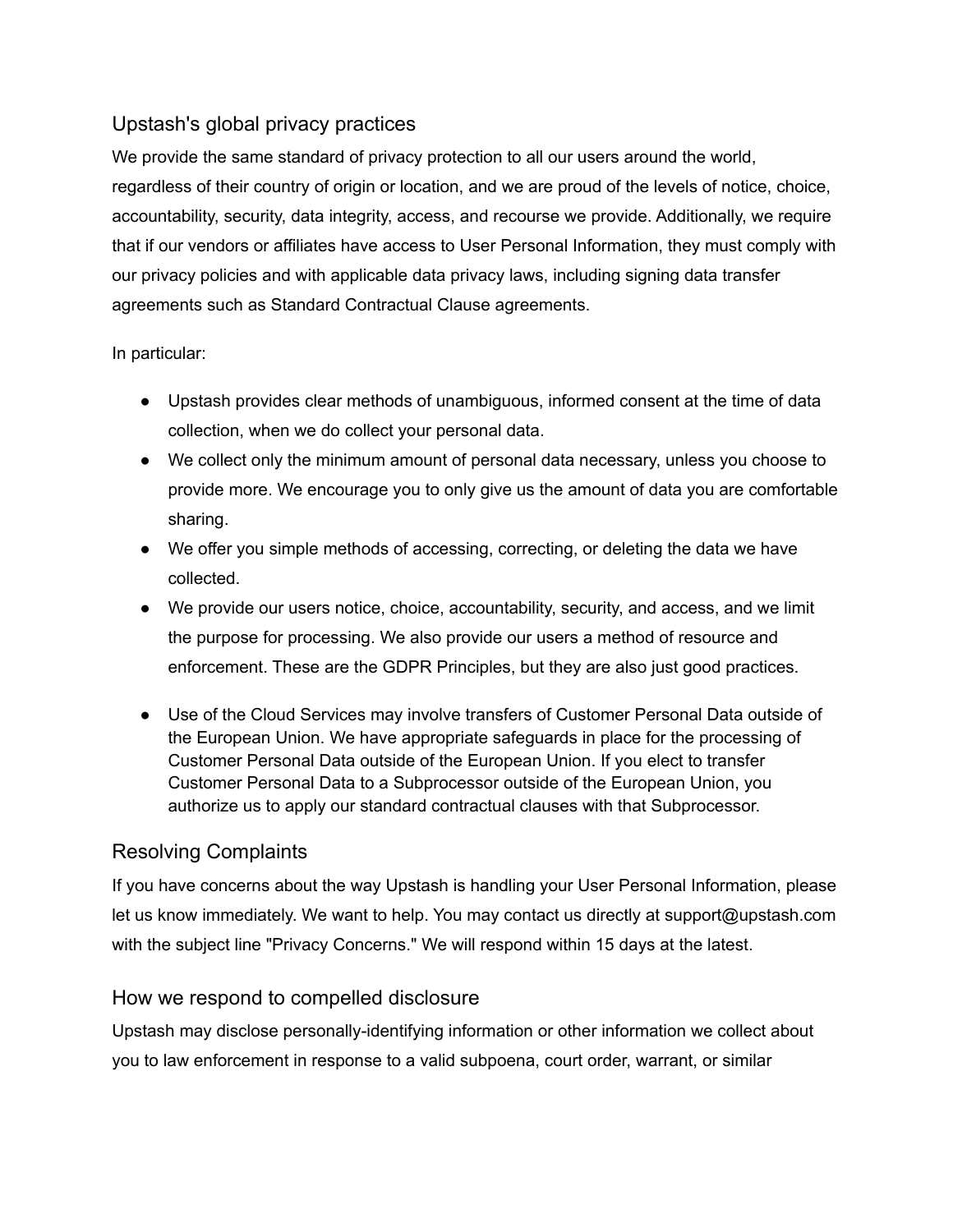## Upstash's global privacy practices

We provide the same standard of privacy protection to all our users around the world, regardless of their country of origin or location, and we are proud of the levels of notice, choice, accountability, security, data integrity, access, and recourse we provide. Additionally, we require that if our vendors or affiliates have access to User Personal Information, they must comply with our privacy policies and with applicable data privacy laws, including signing data transfer agreements such as Standard Contractual Clause agreements.

In particular:

- Upstash provides clear methods of unambiguous, informed consent at the time of data collection, when we do collect your personal data.
- We collect only the minimum amount of personal data necessary, unless you choose to provide more. We encourage you to only give us the amount of data you are comfortable sharing.
- We offer you simple methods of accessing, correcting, or deleting the data we have collected.
- We provide our users notice, choice, accountability, security, and access, and we limit the purpose for processing. We also provide our users a method of resource and enforcement. These are the GDPR Principles, but they are also just good practices.
- Use of the Cloud Services may involve transfers of Customer Personal Data outside of the European Union. We have appropriate safeguards in place for the processing of Customer Personal Data outside of the European Union. If you elect to transfer Customer Personal Data to a Subprocessor outside of the European Union, you authorize us to apply our standard contractual clauses with that Subprocessor.

## Resolving Complaints

If you have concerns about the way Upstash is handling your User Personal Information, please let us know immediately. We want to help. You may contact us directly at support@upstash.com with the subject line "Privacy Concerns." We will respond within 15 days at the latest.

## How we respond to compelled disclosure

Upstash may disclose personally-identifying information or other information we collect about you to law enforcement in response to a valid subpoena, court order, warrant, or similar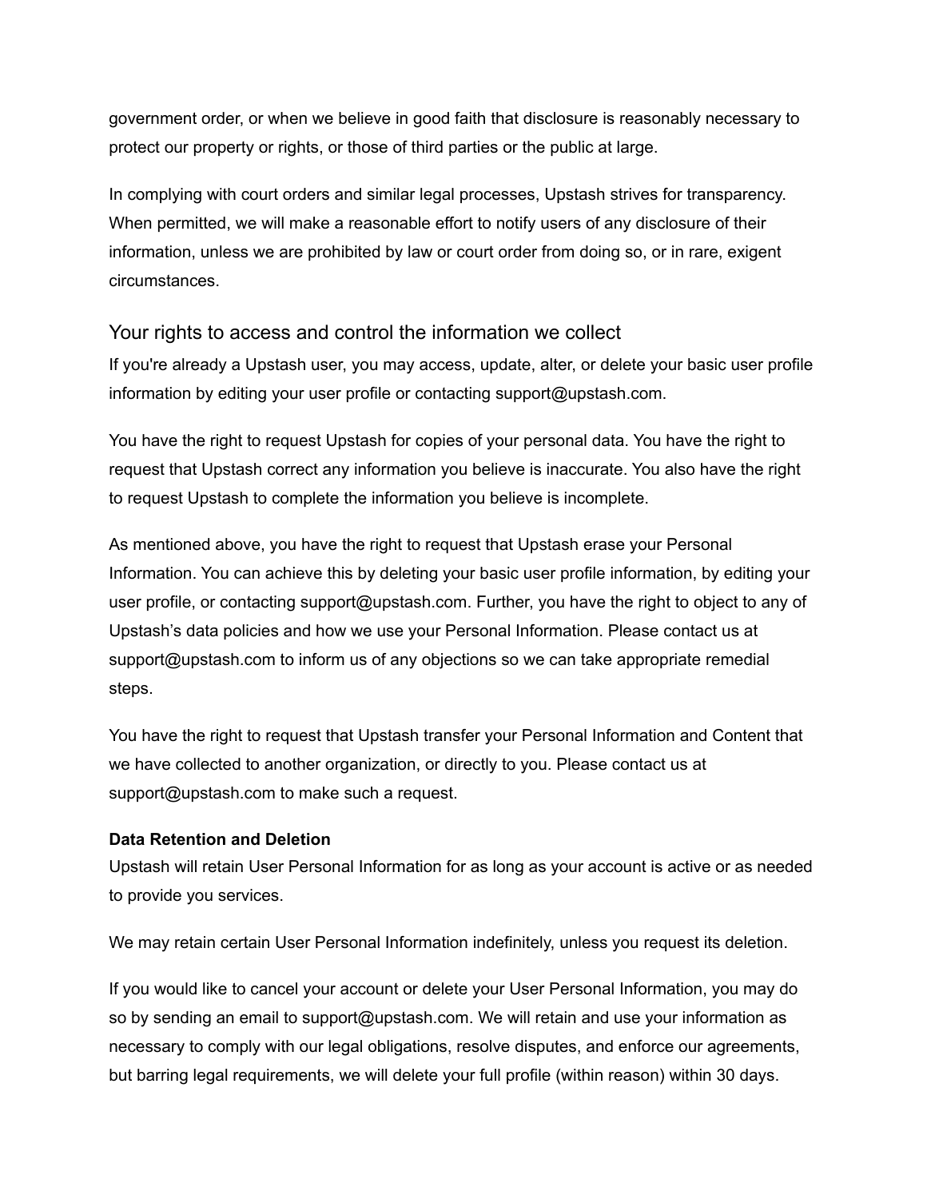government order, or when we believe in good faith that disclosure is reasonably necessary to protect our property or rights, or those of third parties or the public at large.

In complying with court orders and similar legal processes, Upstash strives for transparency. When permitted, we will make a reasonable effort to notify users of any disclosure of their information, unless we are prohibited by law or court order from doing so, or in rare, exigent circumstances.

## Your rights to access and control the information we collect

If you're already a Upstash user, you may access, update, alter, or delete your basic user profile information by editing your user profile or contacting support@upstash.com.

You have the right to request Upstash for copies of your personal data. You have the right to request that Upstash correct any information you believe is inaccurate. You also have the right to request Upstash to complete the information you believe is incomplete.

As mentioned above, you have the right to request that Upstash erase your Personal Information. You can achieve this by deleting your basic user profile information, by editing your user profile, or contacting support@upstash.com. Further, you have the right to object to any of Upstash's data policies and how we use your Personal Information. Please contact us at support@upstash.com to inform us of any objections so we can take appropriate remedial steps.

You have the right to request that Upstash transfer your Personal Information and Content that we have collected to another organization, or directly to you. Please contact us at support@upstash.com to make such a request.

**Data Retention and Deletion**

Upstash will retain User Personal Information for as long as your account is active or as needed to provide you services.

We may retain certain User Personal Information indefinitely, unless you request its deletion.

If you would like to cancel your account or delete your User Personal Information, you may do so by sending an email to support@upstash.com. We will retain and use your information as necessary to comply with our legal obligations, resolve disputes, and enforce our agreements, but barring legal requirements, we will delete your full profile (within reason) within 30 days.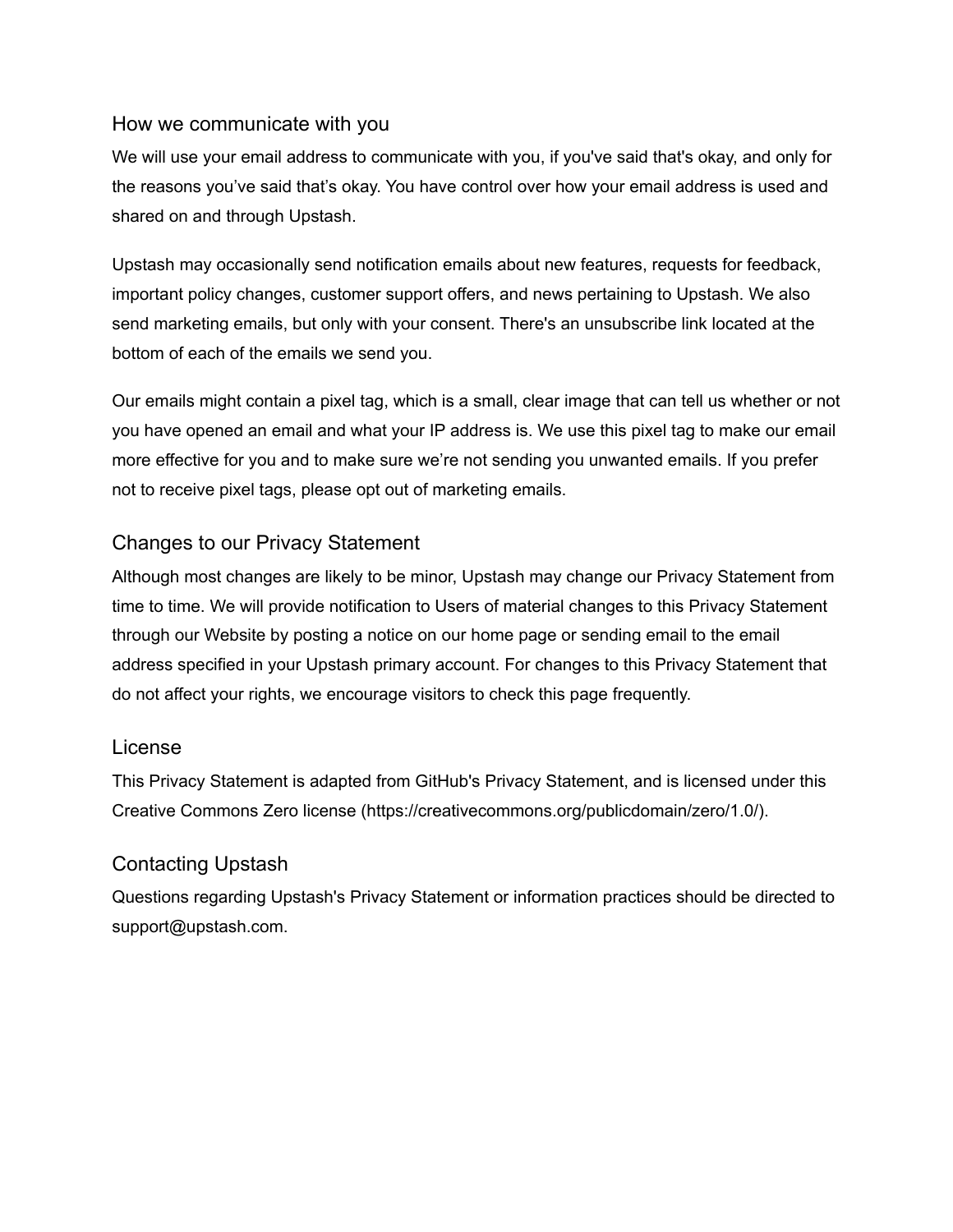## How we communicate with you

We will use your email address to communicate with you, if you've said that's okay, and only for the reasons you've said that's okay. You have control over how your email address is used and shared on and through Upstash.

Upstash may occasionally send notification emails about new features, requests for feedback, important policy changes, customer support offers, and news pertaining to Upstash. We also send marketing emails, but only with your consent. There's an unsubscribe link located at the bottom of each of the emails we send you.

Our emails might contain a pixel tag, which is a small, clear image that can tell us whether or not you have opened an email and what your IP address is. We use this pixel tag to make our email more effective for you and to make sure we're not sending you unwanted emails. If you prefer not to receive pixel tags, please opt out of marketing emails.

## Changes to our Privacy Statement

Although most changes are likely to be minor, Upstash may change our Privacy Statement from time to time. We will provide notification to Users of material changes to this Privacy Statement through our Website by posting a notice on our home page or sending email to the email address specified in your Upstash primary account. For changes to this Privacy Statement that do not affect your rights, we encourage visitors to check this page frequently.

## License

This Privacy Statement is adapted from GitHub's Privacy Statement, and is licensed under this Creative Commons Zero license (https://creativecommons.org/publicdomain/zero/1.0/).

## Contacting Upstash

Questions regarding Upstash's Privacy Statement or information practices should be directed to support@upstash.com.